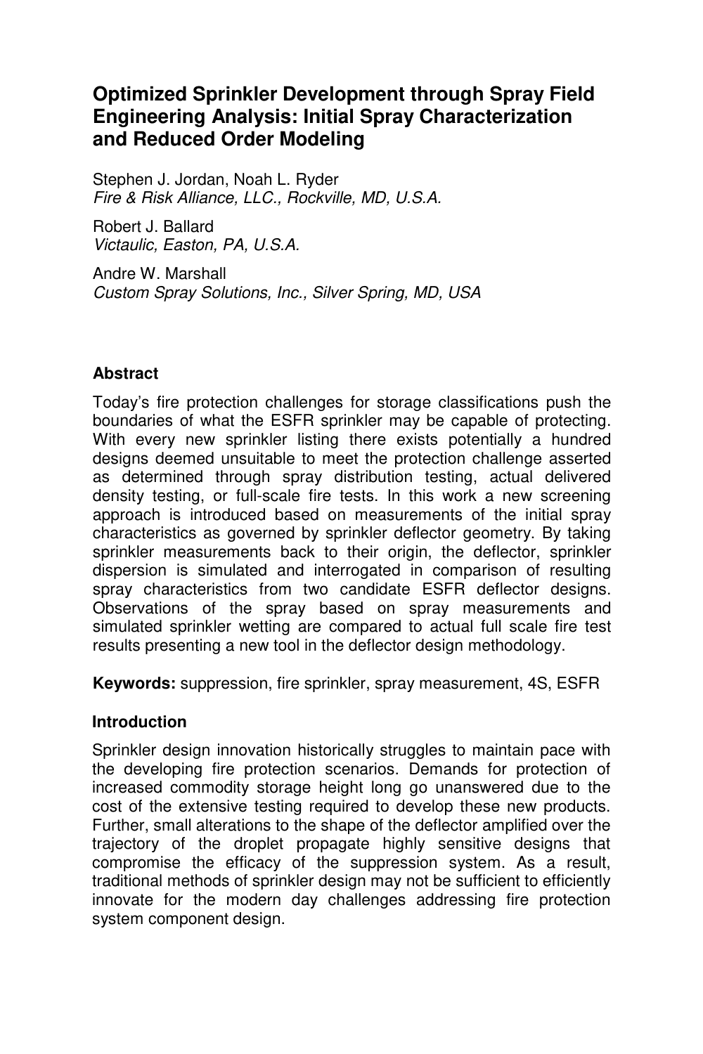# Optimized Sprinkler Development through Spray Field Engineering Analysis: Initial Spray Characterization and Reduced Order Modeling

Stephen J. Jordan, Noah L. Ryder
*Fire & Risk Alliance, LLC., Rockville, MD, U.S.A.*

Robert J. Ballard
*Victaulic, Easton, PA, U.S.A.*

Andre W. Marshall
*Custom Spray Solutions, Inc., Silver Spring, MD, USA*

## Abstract

Today's fire protection challenges for storage classifications push the boundaries of what the ESFR sprinkler may be capable of protecting. With every new sprinkler listing there exists potentially a hundred designs deemed unsuitable to meet the protection challenge asserted as determined through spray distribution testing, actual delivered density testing, or full-scale fire tests. In this work a new screening approach is introduced based on measurements of the initial spray characteristics as governed by sprinkler deflector geometry. By taking sprinkler measurements back to their origin, the deflector, sprinkler dispersion is simulated and interrogated in comparison of resulting spray characteristics from two candidate ESFR deflector designs. Observations of the spray based on spray measurements and simulated sprinkler wetting are compared to actual full scale fire test results presenting a new tool in the deflector design methodology.

**Keywords:** suppression, fire sprinkler, spray measurement, 4S, ESFR

## Introduction

Sprinkler design innovation historically struggles to maintain pace with the developing fire protection scenarios. Demands for protection of increased commodity storage height long go unanswered due to the cost of the extensive testing required to develop these new products. Further, small alterations to the shape of the deflector amplified over the trajectory of the droplet propagate highly sensitive designs that compromise the efficacy of the suppression system. As a result, traditional methods of sprinkler design may not be sufficient to efficiently innovate for the modern day challenges addressing fire protection system component design.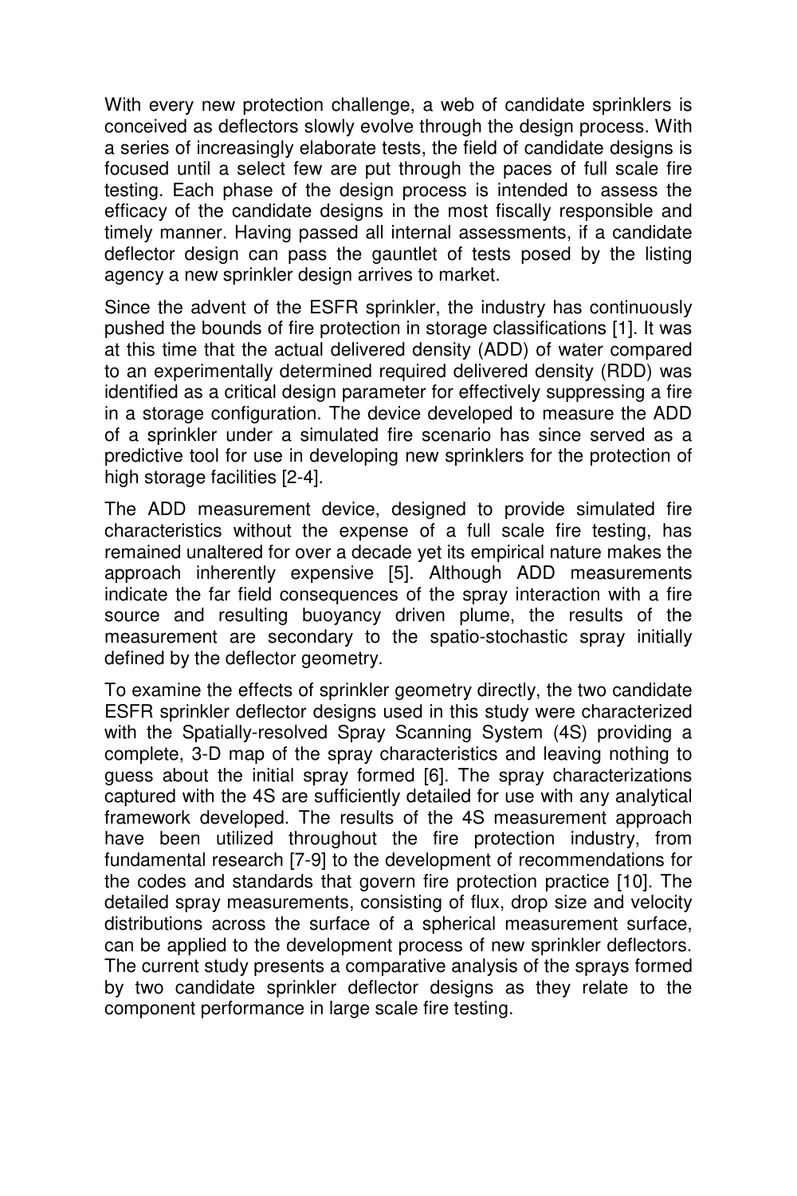With every new protection challenge, a web of candidate sprinklers is conceived as deflectors slowly evolve through the design process. With a series of increasingly elaborate tests, the field of candidate designs is focused until a select few are put through the paces of full scale fire testing. Each phase of the design process is intended to assess the efficacy of the candidate designs in the most fiscally responsible and timely manner. Having passed all internal assessments, if a candidate deflector design can pass the gauntlet of tests posed by the listing agency a new sprinkler design arrives to market.

Since the advent of the ESFR sprinkler, the industry has continuously pushed the bounds of fire protection in storage classifications [1]. It was at this time that the actual delivered density (ADD) of water compared to an experimentally determined required delivered density (RDD) was identified as a critical design parameter for effectively suppressing a fire in a storage configuration. The device developed to measure the ADD of a sprinkler under a simulated fire scenario has since served as a predictive tool for use in developing new sprinklers for the protection of high storage facilities [2-4].

The ADD measurement device, designed to provide simulated fire characteristics without the expense of a full scale fire testing, has remained unaltered for over a decade yet its empirical nature makes the approach inherently expensive [5]. Although ADD measurements indicate the far field consequences of the spray interaction with a fire source and resulting buoyancy driven plume, the results of the measurement are secondary to the spatio-stochastic spray initially defined by the deflector geometry.

To examine the effects of sprinkler geometry directly, the two candidate ESFR sprinkler deflector designs used in this study were characterized with the Spatially-resolved Spray Scanning System (4S) providing a complete, 3-D map of the spray characteristics and leaving nothing to guess about the initial spray formed [6]. The spray characterizations captured with the 4S are sufficiently detailed for use with any analytical framework developed. The results of the 4S measurement approach have been utilized throughout the fire protection industry, from fundamental research [7-9] to the development of recommendations for the codes and standards that govern fire protection practice [10]. The detailed spray measurements, consisting of flux, drop size and velocity distributions across the surface of a spherical measurement surface, can be applied to the development process of new sprinkler deflectors. The current study presents a comparative analysis of the sprays formed by two candidate sprinkler deflector designs as they relate to the component performance in large scale fire testing.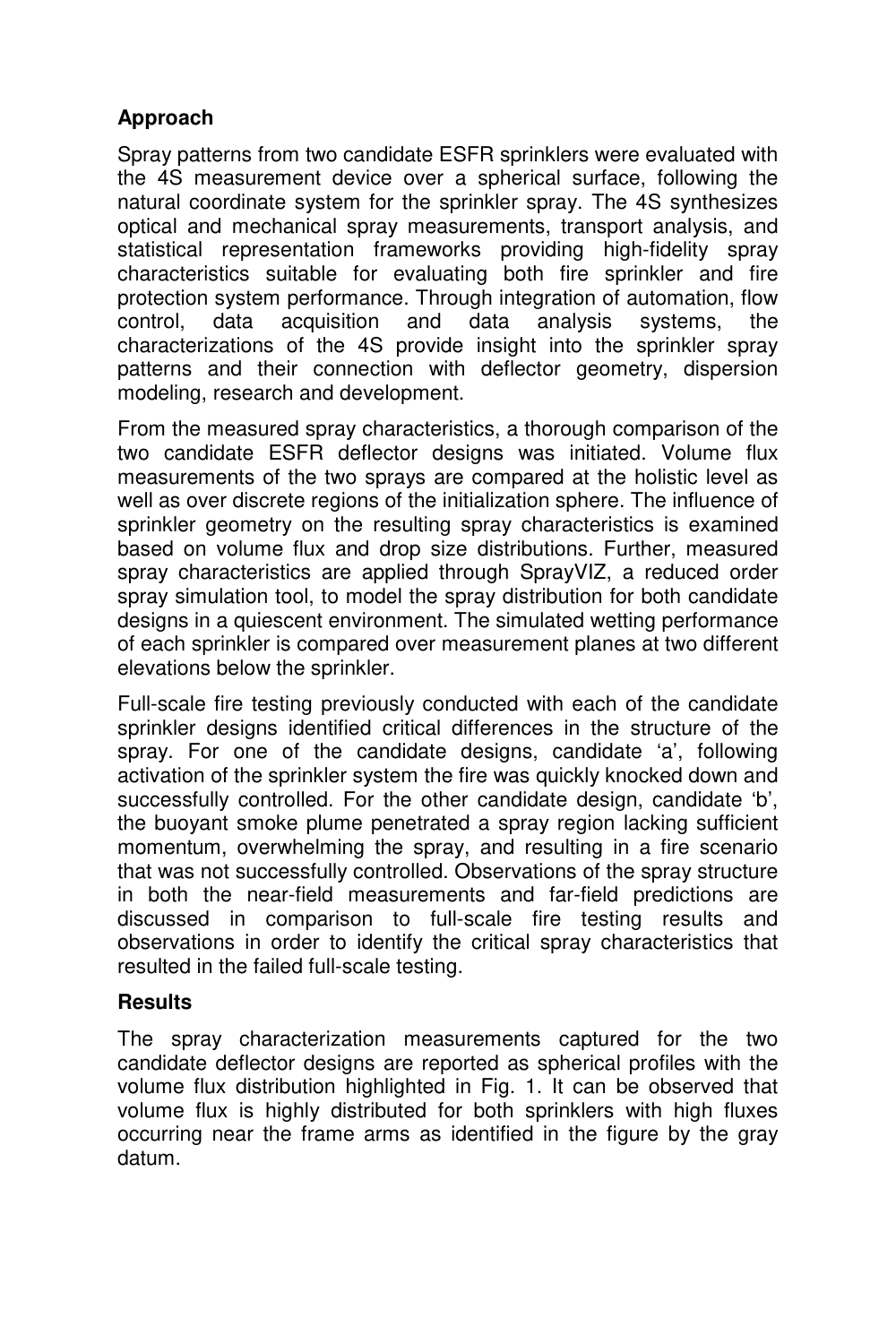## Approach

Spray patterns from two candidate ESFR sprinklers were evaluated with the 4S measurement device over a spherical surface, following the natural coordinate system for the sprinkler spray. The 4S synthesizes optical and mechanical spray measurements, transport analysis, and statistical representation frameworks providing high-fidelity spray characteristics suitable for evaluating both fire sprinkler and fire protection system performance. Through integration of automation, flow control, data acquisition and data analysis systems, the characterizations of the 4S provide insight into the sprinkler spray patterns and their connection with deflector geometry, dispersion modeling, research and development.

From the measured spray characteristics, a thorough comparison of the two candidate ESFR deflector designs was initiated. Volume flux measurements of the two sprays are compared at the holistic level as well as over discrete regions of the initialization sphere. The influence of sprinkler geometry on the resulting spray characteristics is examined based on volume flux and drop size distributions. Further, measured spray characteristics are applied through SprayVIZ, a reduced order spray simulation tool, to model the spray distribution for both candidate designs in a quiescent environment. The simulated wetting performance of each sprinkler is compared over measurement planes at two different elevations below the sprinkler.

Full-scale fire testing previously conducted with each of the candidate sprinkler designs identified critical differences in the structure of the spray. For one of the candidate designs, candidate 'a', following activation of the sprinkler system the fire was quickly knocked down and successfully controlled. For the other candidate design, candidate 'b', the buoyant smoke plume penetrated a spray region lacking sufficient momentum, overwhelming the spray, and resulting in a fire scenario that was not successfully controlled. Observations of the spray structure in both the near-field measurements and far-field predictions are discussed in comparison to full-scale fire testing results and observations in order to identify the critical spray characteristics that resulted in the failed full-scale testing.

## Results

The spray characterization measurements captured for the two candidate deflector designs are reported as spherical profiles with the volume flux distribution highlighted in Fig. 1. It can be observed that volume flux is highly distributed for both sprinklers with high fluxes occurring near the frame arms as identified in the figure by the gray datum.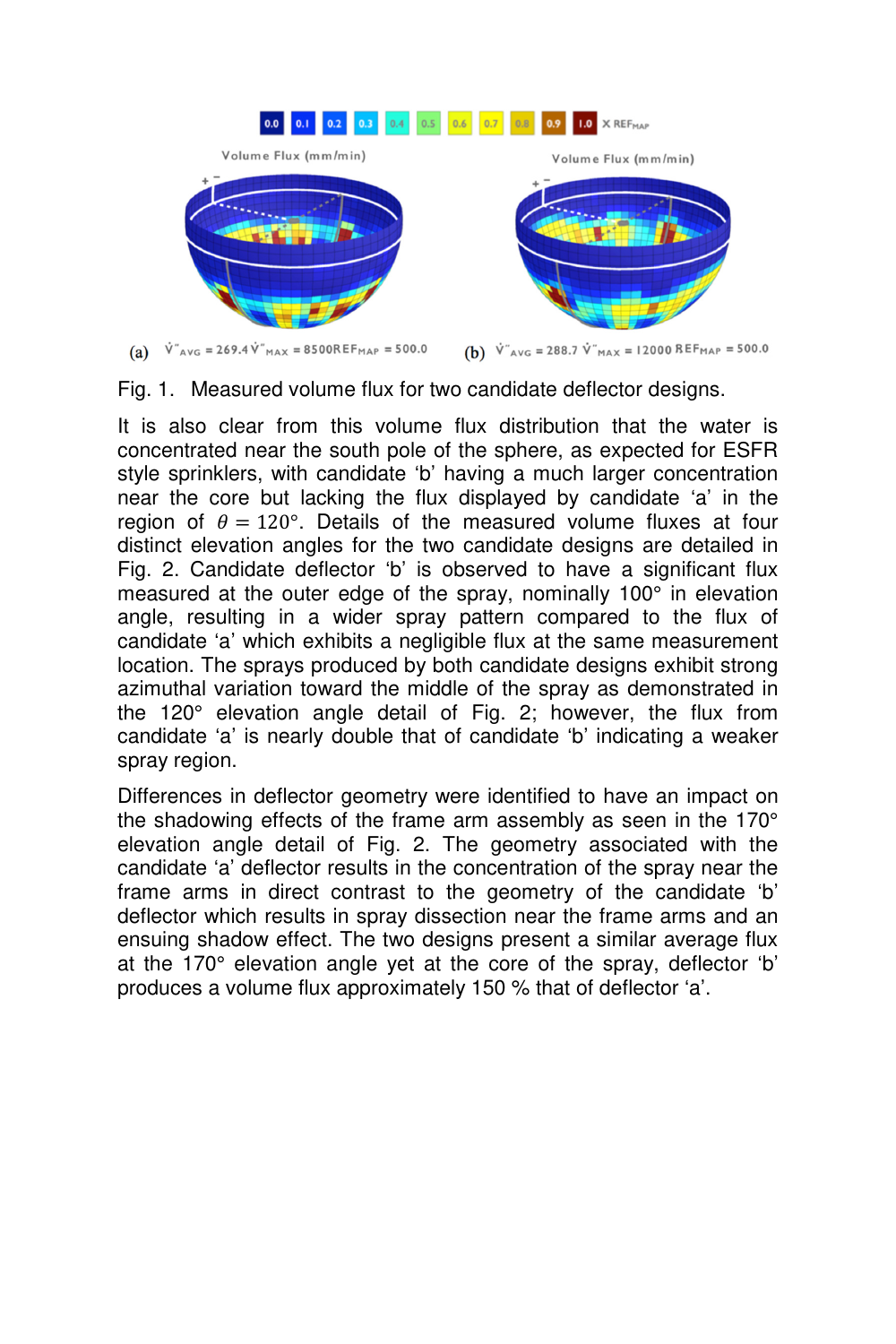(a) $\dot{V}''_{AVG} = 269.4$ $\dot{V}''_{MAX} = 8500$ $REF_{MAP} = 500.0$

(b) $\dot{V}''_{AVG} = 288.7$ $\dot{V}''_{MAX} = 12000$ $REF_{MAP} = 500.0$

Fig. 1. Measured volume flux for two candidate deflector designs.

It is also clear from this volume flux distribution that the water is concentrated near the south pole of the sphere, as expected for ESFR style sprinklers, with candidate 'b' having a much larger concentration near the core but lacking the flux displayed by candidate 'a' in the region of $\theta = 120°$. Details of the measured volume fluxes at four distinct elevation angles for the two candidate designs are detailed in Fig. 2. Candidate deflector 'b' is observed to have a significant flux measured at the outer edge of the spray, nominally 100° in elevation angle, resulting in a wider spray pattern compared to the flux of candidate 'a' which exhibits a negligible flux at the same measurement location. The sprays produced by both candidate designs exhibit strong azimuthal variation toward the middle of the spray as demonstrated in the 120° elevation angle detail of Fig. 2; however, the flux from candidate 'a' is nearly double that of candidate 'b' indicating a weaker spray region.

Differences in deflector geometry were identified to have an impact on the shadowing effects of the frame arm assembly as seen in the 170° elevation angle detail of Fig. 2. The geometry associated with the candidate 'a' deflector results in the concentration of the spray near the frame arms in direct contrast to the geometry of the candidate 'b' deflector which results in spray dissection near the frame arms and an ensuing shadow effect. The two designs present a similar average flux at the 170° elevation angle yet at the core of the spray, deflector 'b' produces a volume flux approximately 150 % that of deflector 'a'.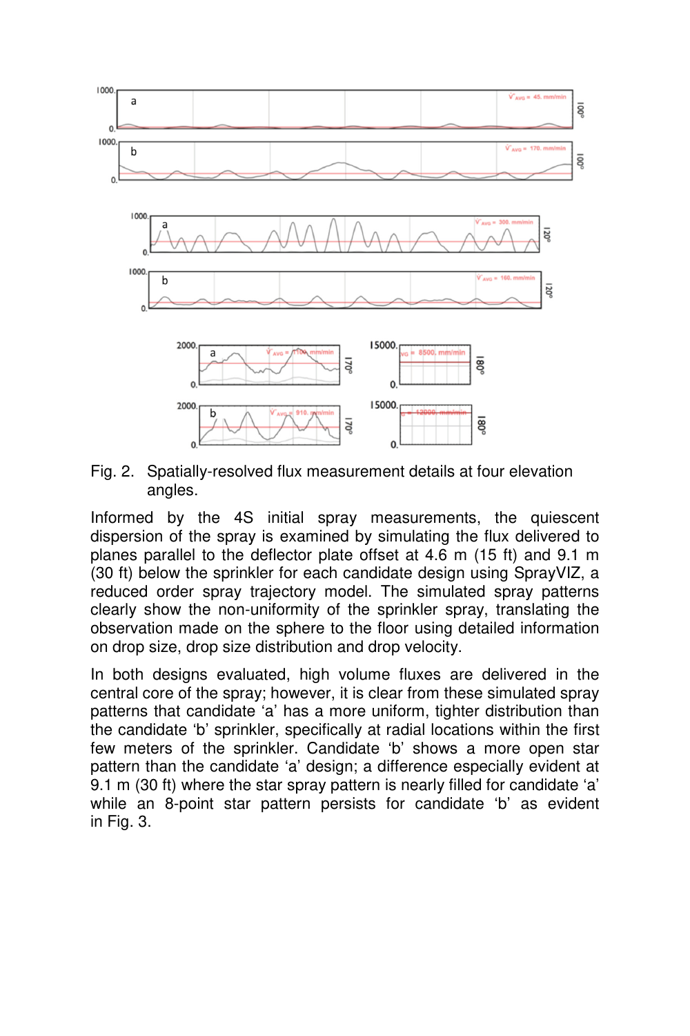Fig. 2. Spatially-resolved flux measurement details at four elevation angles.

Informed by the 4S initial spray measurements, the quiescent dispersion of the spray is examined by simulating the flux delivered to planes parallel to the deflector plate offset at 4.6 m (15 ft) and 9.1 m (30 ft) below the sprinkler for each candidate design using SprayVIZ, a reduced order spray trajectory model. The simulated spray patterns clearly show the non-uniformity of the sprinkler spray, translating the observation made on the sphere to the floor using detailed information on drop size, drop size distribution and drop velocity.

In both designs evaluated, high volume fluxes are delivered in the central core of the spray; however, it is clear from these simulated spray patterns that candidate ‘a’ has a more uniform, tighter distribution than the candidate ‘b’ sprinkler, specifically at radial locations within the first few meters of the sprinkler. Candidate ‘b’ shows a more open star pattern than the candidate ‘a’ design; a difference especially evident at 9.1 m (30 ft) where the star spray pattern is nearly filled for candidate ‘a’ while an 8-point star pattern persists for candidate ‘b’ as evident in Fig. 3.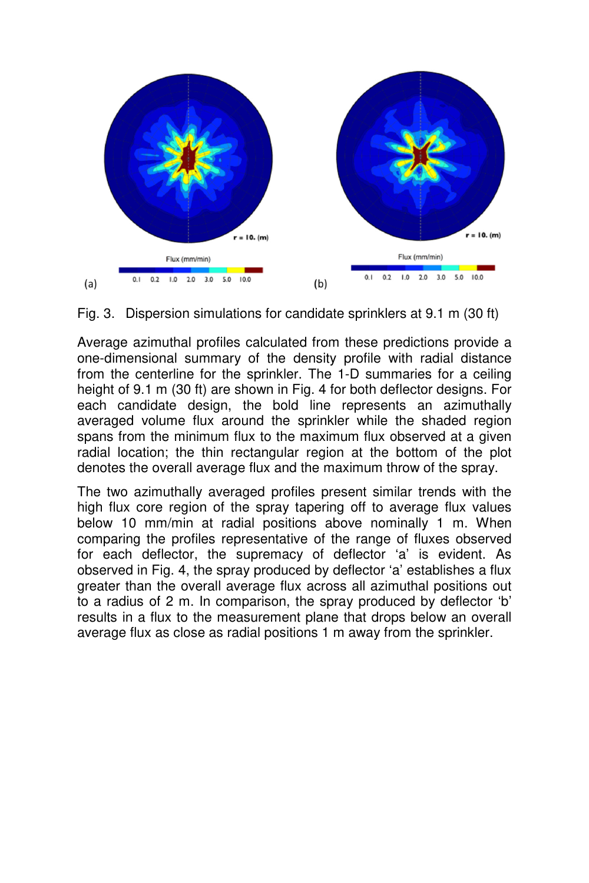Fig. 3. Dispersion simulations for candidate sprinklers at 9.1 m (30 ft)

Average azimuthal profiles calculated from these predictions provide a one-dimensional summary of the density profile with radial distance from the centerline for the sprinkler. The 1-D summaries for a ceiling height of 9.1 m (30 ft) are shown in Fig. 4 for both deflector designs. For each candidate design, the bold line represents an azimuthally averaged volume flux around the sprinkler while the shaded region spans from the minimum flux to the maximum flux observed at a given radial location; the thin rectangular region at the bottom of the plot denotes the overall average flux and the maximum throw of the spray.

The two azimuthally averaged profiles present similar trends with the high flux core region of the spray tapering off to average flux values below 10 mm/min at radial positions above nominally 1 m. When comparing the profiles representative of the range of fluxes observed for each deflector, the supremacy of deflector 'a' is evident. As observed in Fig. 4, the spray produced by deflector 'a' establishes a flux greater than the overall average flux across all azimuthal positions out to a radius of 2 m. In comparison, the spray produced by deflector 'b' results in a flux to the measurement plane that drops below an overall average flux as close as radial positions 1 m away from the sprinkler.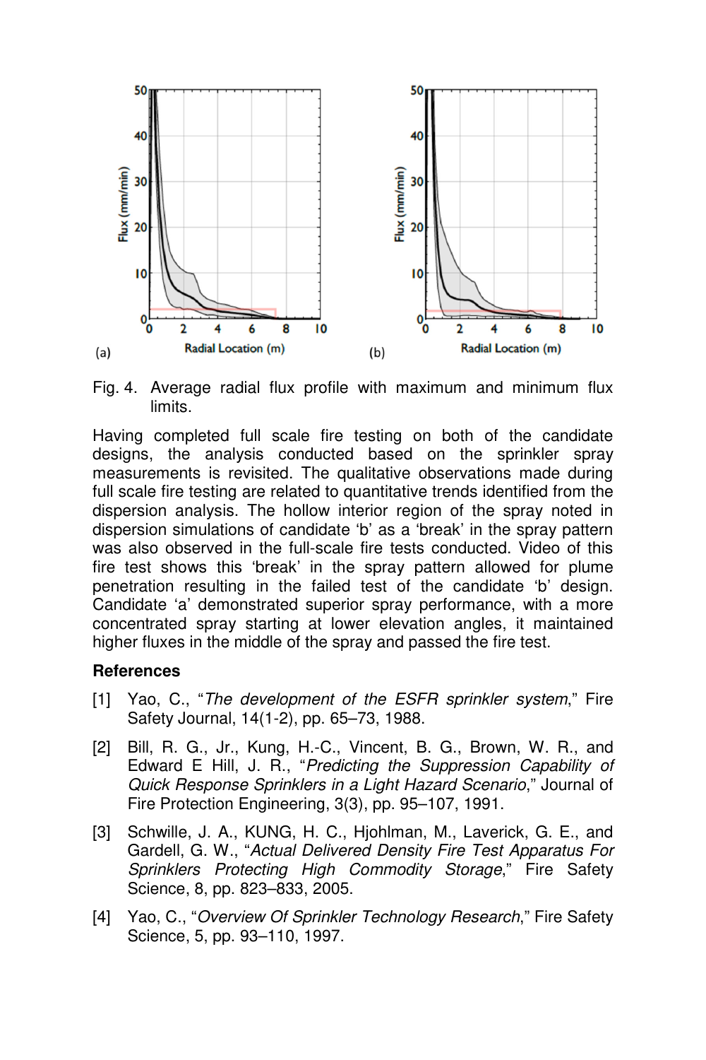Fig. 4. Average radial flux profile with maximum and minimum flux limits.

Having completed full scale fire testing on both of the candidate designs, the analysis conducted based on the sprinkler spray measurements is revisited. The qualitative observations made during full scale fire testing are related to quantitative trends identified from the dispersion analysis. The hollow interior region of the spray noted in dispersion simulations of candidate 'b' as a 'break' in the spray pattern was also observed in the full-scale fire tests conducted. Video of this fire test shows this 'break' in the spray pattern allowed for plume penetration resulting in the failed test of the candidate 'b' design. Candidate 'a' demonstrated superior spray performance, with a more concentrated spray starting at lower elevation angles, it maintained higher fluxes in the middle of the spray and passed the fire test.

## References

[1] Yao, C., "*The development of the ESFR sprinkler system*," Fire Safety Journal, 14(1-2), pp. 65–73, 1988.

[2] Bill, R. G., Jr., Kung, H.-C., Vincent, B. G., Brown, W. R., and Edward E Hill, J. R., "*Predicting the Suppression Capability of Quick Response Sprinklers in a Light Hazard Scenario*," Journal of Fire Protection Engineering, 3(3), pp. 95–107, 1991.

[3] Schwille, J. A., KUNG, H. C., Hjohlman, M., Laverick, G. E., and Gardell, G. W., "*Actual Delivered Density Fire Test Apparatus For Sprinklers Protecting High Commodity Storage*," Fire Safety Science, 8, pp. 823–833, 2005.

[4] Yao, C., "*Overview Of Sprinkler Technology Research*," Fire Safety Science, 5, pp. 93–110, 1997.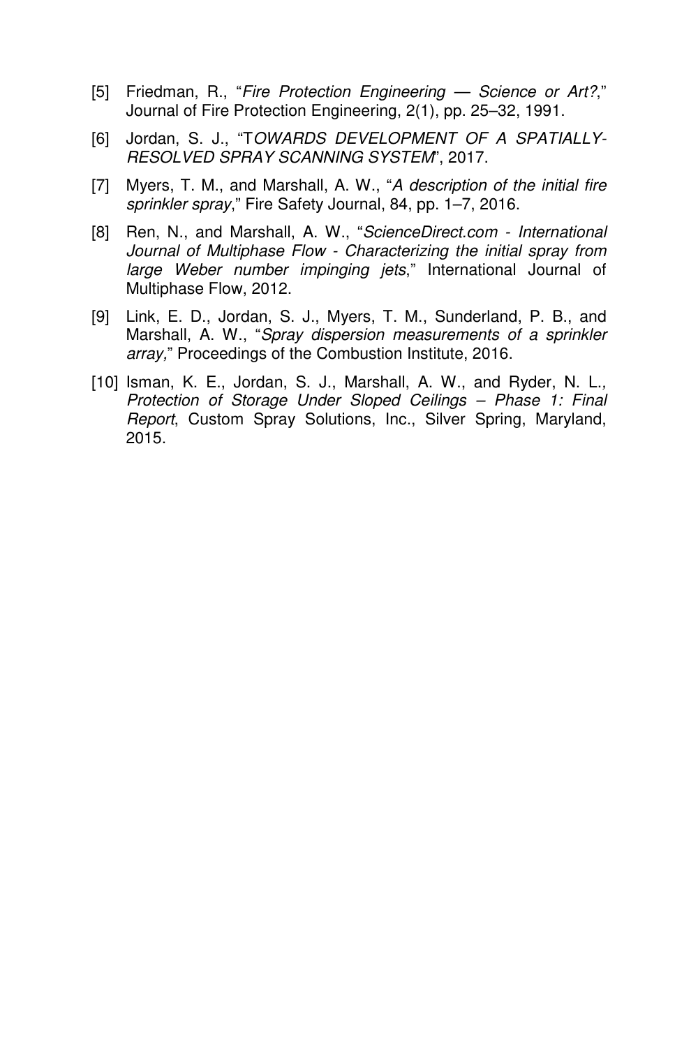[5] Friedman, R., "*Fire Protection Engineering — Science or Art?*," Journal of Fire Protection Engineering, 2(1), pp. 25–32, 1991.

[6] Jordan, S. J., "T*OWARDS DEVELOPMENT OF A SPATIALLY-RESOLVED SPRAY SCANNING SYSTEM*", 2017.

[7] Myers, T. M., and Marshall, A. W., "*A description of the initial fire sprinkler spray*," Fire Safety Journal, 84, pp. 1–7, 2016.

[8] Ren, N., and Marshall, A. W., "*ScienceDirect.com - International Journal of Multiphase Flow - Characterizing the initial spray from large Weber number impinging jets*," International Journal of Multiphase Flow, 2012.

[9] Link, E. D., Jordan, S. J., Myers, T. M., Sunderland, P. B., and Marshall, A. W., "*Spray dispersion measurements of a sprinkler array,*" Proceedings of the Combustion Institute, 2016.

[10] Isman, K. E., Jordan, S. J., Marshall, A. W., and Ryder, N. L., *Protection of Storage Under Sloped Ceilings – Phase 1: Final Report*, Custom Spray Solutions, Inc., Silver Spring, Maryland, 2015.